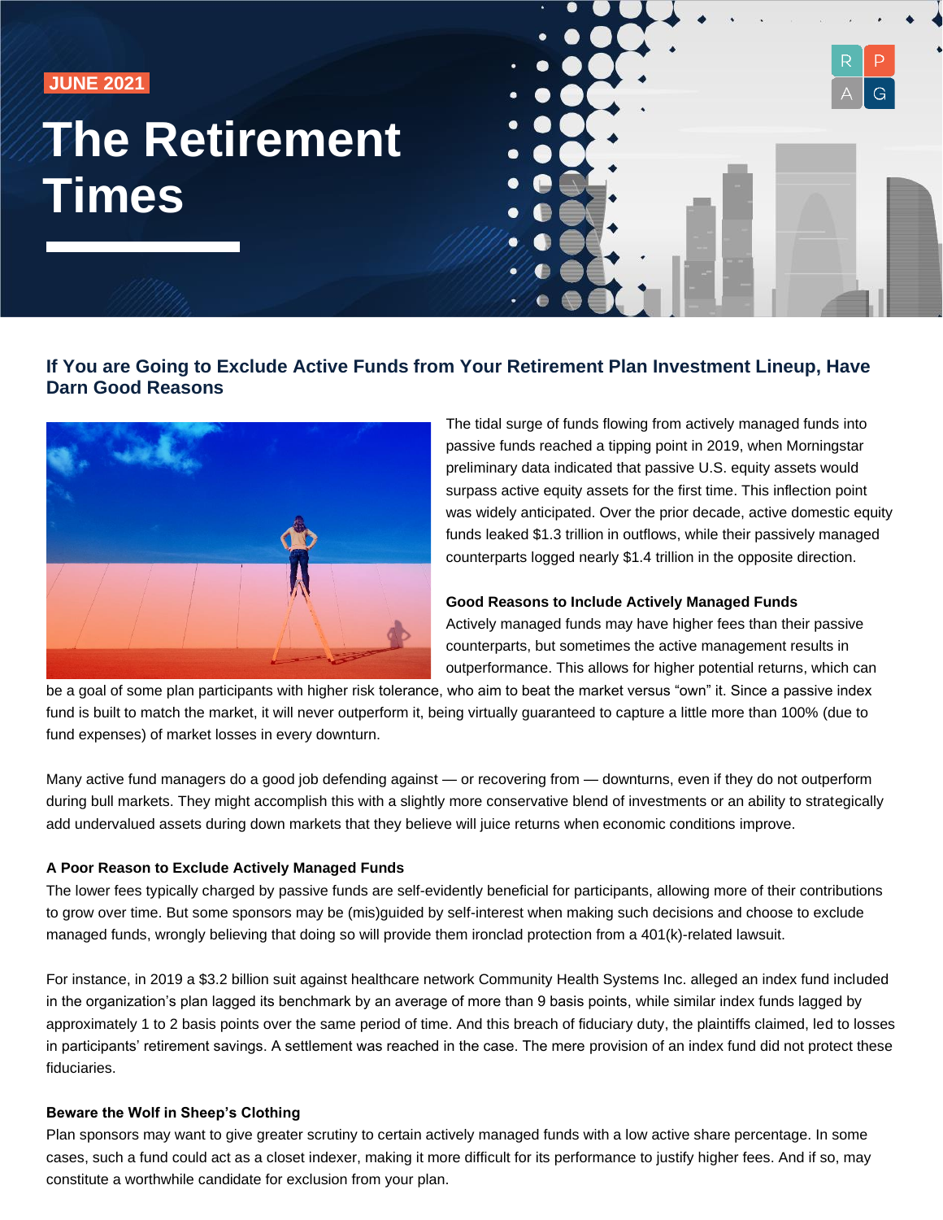JUNE 2021

# The Retirement Times

## If You are Going to Exclude Active Funds from Your Retirement Plan Investment Lineup, Have Darn Good Reasons

The tidal surge of funds flowing from actively managed funds into passive funds reached a tipping point in 2019, when Morningstar preliminary data indicated that passive U.S. equity assets would surpass active equity assets for the first time. This inflection point was widely anticipated. Over the prior decade, active domestic equity funds leaked $1.3 trillion in outflows, while their passively managed counterparts logged nearly $1.4 trillion in the opposite direction.

**Good Reasons to Include Actively Managed Funds**

Actively managed funds may have higher fees than their passive counterparts, but sometimes the active management results in outperformance. This allows for higher potential returns, which can be a goal of some plan participants with higher risk tolerance, who aim to beat the market versus "own" it. Since a passive index fund is built to match the market, it will never outperform it, being virtually guaranteed to capture a little more than 100% (due to fund expenses) of market losses in every downturn.

Many active fund managers do a good job defending against — or recovering from — downturns, even if they do not outperform during bull markets. They might accomplish this with a slightly more conservative blend of investments or an ability to strategically add undervalued assets during down markets that they believe will juice returns when economic conditions improve.

**A Poor Reason to Exclude Actively Managed Funds**

The lower fees typically charged by passive funds are self-evidently beneficial for participants, allowing more of their contributions to grow over time. But some sponsors may be (mis)guided by self-interest when making such decisions and choose to exclude managed funds, wrongly believing that doing so will provide them ironclad protection from a 401(k)-related lawsuit.

For instance, in 2019 a $3.2 billion suit against healthcare network Community Health Systems Inc. alleged an index fund included in the organization's plan lagged its benchmark by an average of more than 9 basis points, while similar index funds lagged by approximately 1 to 2 basis points over the same period of time. And this breach of fiduciary duty, the plaintiffs claimed, led to losses in participants' retirement savings. A settlement was reached in the case. The mere provision of an index fund did not protect these fiduciaries.

**Beware the Wolf in Sheep's Clothing**

Plan sponsors may want to give greater scrutiny to certain actively managed funds with a low active share percentage. In some cases, such a fund could act as a closet indexer, making it more difficult for its performance to justify higher fees. And if so, may constitute a worthwhile candidate for exclusion from your plan.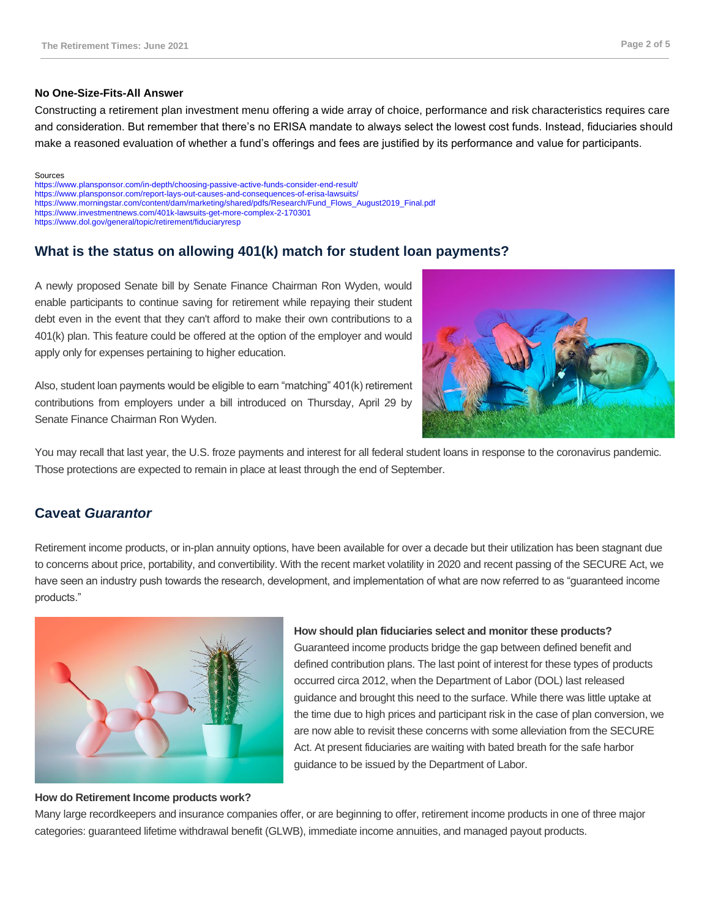**No One-Size-Fits-All Answer**

Constructing a retirement plan investment menu offering a wide array of choice, performance and risk characteristics requires care and consideration. But remember that there's no ERISA mandate to always select the lowest cost funds. Instead, fiduciaries should make a reasoned evaluation of whether a fund's offerings and fees are justified by its performance and value for participants.

Sources
https://www.plansponsor.com/in-depth/choosing-passive-active-funds-consider-end-result/
https://www.plansponsor.com/report-lays-out-causes-and-consequences-of-erisa-lawsuits/
https://www.morningstar.com/content/dam/marketing/shared/pdfs/Research/Fund_Flows_August2019_Final.pdf
https://www.investmentnews.com/401k-lawsuits-get-more-complex-2-170301
https://www.dol.gov/general/topic/retirement/fiduciaryresp

## What is the status on allowing 401(k) match for student loan payments?

A newly proposed Senate bill by Senate Finance Chairman Ron Wyden, would enable participants to continue saving for retirement while repaying their student debt even in the event that they can't afford to make their own contributions to a 401(k) plan. This feature could be offered at the option of the employer and would apply only for expenses pertaining to higher education.

Also, student loan payments would be eligible to earn "matching" 401(k) retirement contributions from employers under a bill introduced on Thursday, April 29 by Senate Finance Chairman Ron Wyden.

You may recall that last year, the U.S. froze payments and interest for all federal student loans in response to the coronavirus pandemic. Those protections are expected to remain in place at least through the end of September.

## Caveat *Guarantor*

Retirement income products, or in-plan annuity options, have been available for over a decade but their utilization has been stagnant due to concerns about price, portability, and convertibility. With the recent market volatility in 2020 and recent passing of the SECURE Act, we have seen an industry push towards the research, development, and implementation of what are now referred to as "guaranteed income products."

**How should plan fiduciaries select and monitor these products?**

Guaranteed income products bridge the gap between defined benefit and defined contribution plans. The last point of interest for these types of products occurred circa 2012, when the Department of Labor (DOL) last released guidance and brought this need to the surface. While there was little uptake at the time due to high prices and participant risk in the case of plan conversion, we are now able to revisit these concerns with some alleviation from the SECURE Act. At present fiduciaries are waiting with bated breath for the safe harbor guidance to be issued by the Department of Labor.

**How do Retirement Income products work?**

Many large recordkeepers and insurance companies offer, or are beginning to offer, retirement income products in one of three major categories: guaranteed lifetime withdrawal benefit (GLWB), immediate income annuities, and managed payout products.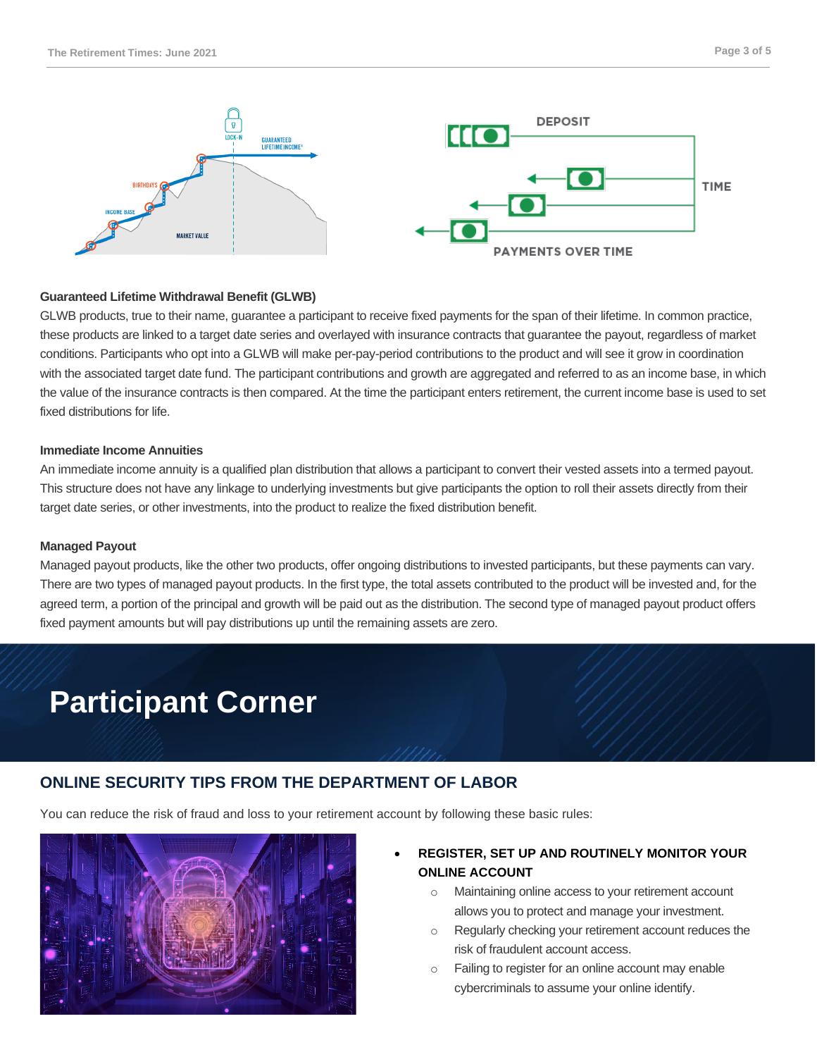**Guaranteed Lifetime Withdrawal Benefit (GLWB)**

GLWB products, true to their name, guarantee a participant to receive fixed payments for the span of their lifetime. In common practice, these products are linked to a target date series and overlayed with insurance contracts that guarantee the payout, regardless of market conditions. Participants who opt into a GLWB will make per-pay-period contributions to the product and will see it grow in coordination with the associated target date fund. The participant contributions and growth are aggregated and referred to as an income base, in which the value of the insurance contracts is then compared. At the time the participant enters retirement, the current income base is used to set fixed distributions for life.

**Immediate Income Annuities**

An immediate income annuity is a qualified plan distribution that allows a participant to convert their vested assets into a termed payout. This structure does not have any linkage to underlying investments but give participants the option to roll their assets directly from their target date series, or other investments, into the product to realize the fixed distribution benefit.

**Managed Payout**

Managed payout products, like the other two products, offer ongoing distributions to invested participants, but these payments can vary. There are two types of managed payout products. In the first type, the total assets contributed to the product will be invested and, for the agreed term, a portion of the principal and growth will be paid out as the distribution. The second type of managed payout product offers fixed payment amounts but will pay distributions up until the remaining assets are zero.

# Participant Corner

## ONLINE SECURITY TIPS FROM THE DEPARTMENT OF LABOR

You can reduce the risk of fraud and loss to your retirement account by following these basic rules:

- **REGISTER, SET UP AND ROUTINELY MONITOR YOUR ONLINE ACCOUNT**
  - Maintaining online access to your retirement account allows you to protect and manage your investment.
  - Regularly checking your retirement account reduces the risk of fraudulent account access.
  - Failing to register for an online account may enable cybercriminals to assume your online identify.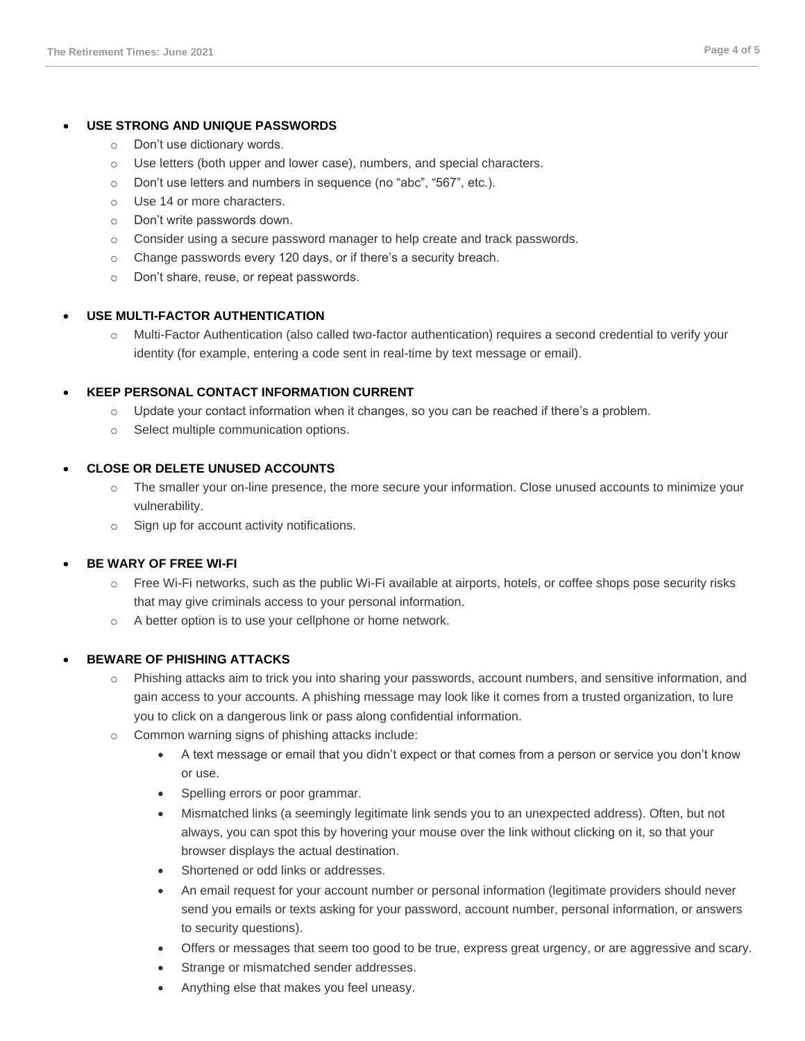- **USE STRONG AND UNIQUE PASSWORDS**
  - Don't use dictionary words.
  - Use letters (both upper and lower case), numbers, and special characters.
  - Don't use letters and numbers in sequence (no "abc", "567", etc.).
  - Use 14 or more characters.
  - Don't write passwords down.
  - Consider using a secure password manager to help create and track passwords.
  - Change passwords every 120 days, or if there's a security breach.
  - Don't share, reuse, or repeat passwords.

- **USE MULTI-FACTOR AUTHENTICATION**
  - Multi-Factor Authentication (also called two-factor authentication) requires a second credential to verify your identity (for example, entering a code sent in real-time by text message or email).

- **KEEP PERSONAL CONTACT INFORMATION CURRENT**
  - Update your contact information when it changes, so you can be reached if there's a problem.
  - Select multiple communication options.

- **CLOSE OR DELETE UNUSED ACCOUNTS**
  - The smaller your on-line presence, the more secure your information. Close unused accounts to minimize your vulnerability.
  - Sign up for account activity notifications.

- **BE WARY OF FREE WI-FI**
  - Free Wi-Fi networks, such as the public Wi-Fi available at airports, hotels, or coffee shops pose security risks that may give criminals access to your personal information.
  - A better option is to use your cellphone or home network.

- **BEWARE OF PHISHING ATTACKS**
  - Phishing attacks aim to trick you into sharing your passwords, account numbers, and sensitive information, and gain access to your accounts. A phishing message may look like it comes from a trusted organization, to lure you to click on a dangerous link or pass along confidential information.
  - Common warning signs of phishing attacks include:
    - A text message or email that you didn't expect or that comes from a person or service you don't know or use.
    - Spelling errors or poor grammar.
    - Mismatched links (a seemingly legitimate link sends you to an unexpected address). Often, but not always, you can spot this by hovering your mouse over the link without clicking on it, so that your browser displays the actual destination.
    - Shortened or odd links or addresses.
    - An email request for your account number or personal information (legitimate providers should never send you emails or texts asking for your password, account number, personal information, or answers to security questions).
    - Offers or messages that seem too good to be true, express great urgency, or are aggressive and scary.
    - Strange or mismatched sender addresses.
    - Anything else that makes you feel uneasy.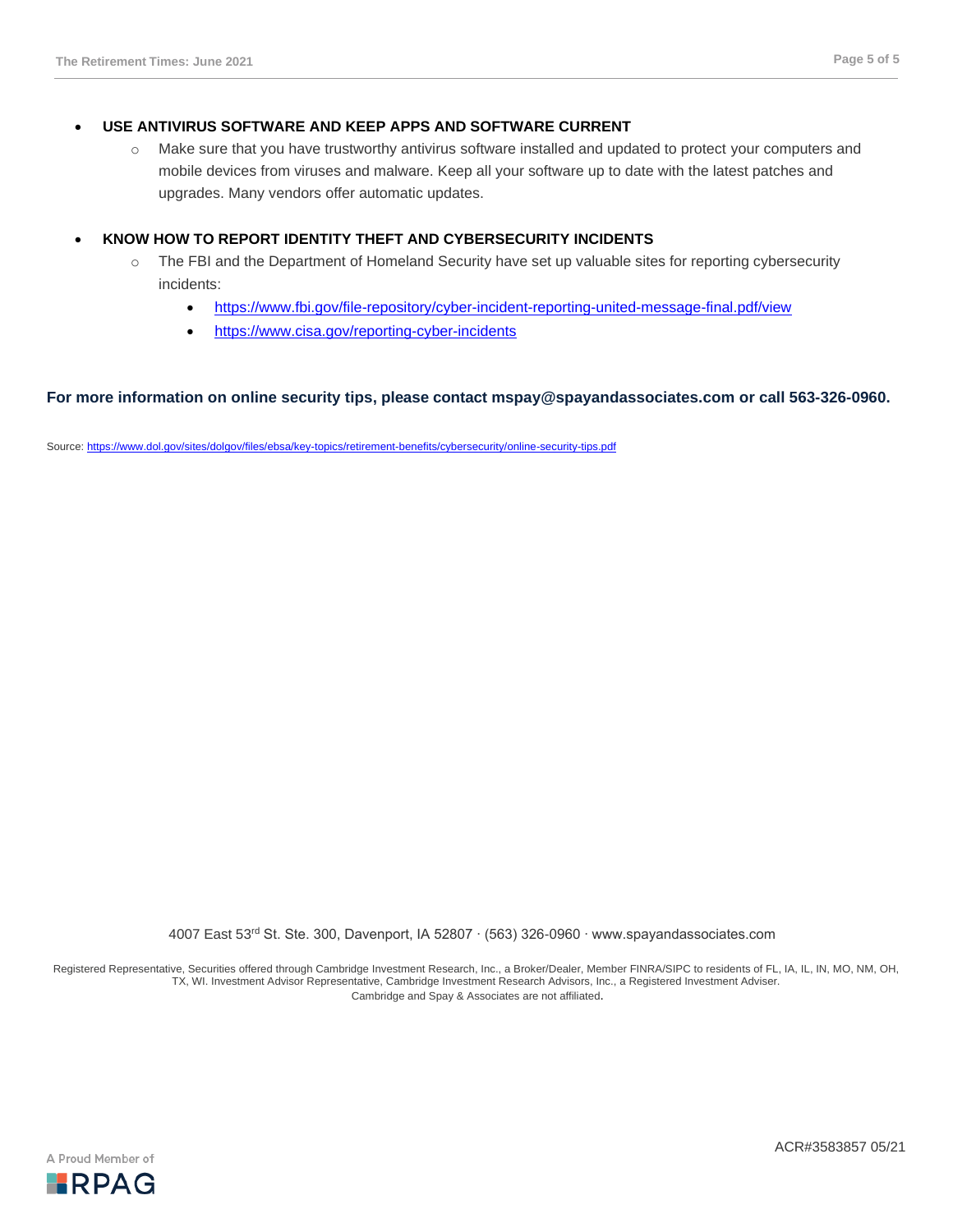- **USE ANTIVIRUS SOFTWARE AND KEEP APPS AND SOFTWARE CURRENT**
  - Make sure that you have trustworthy antivirus software installed and updated to protect your computers and mobile devices from viruses and malware. Keep all your software up to date with the latest patches and upgrades. Many vendors offer automatic updates.

- **KNOW HOW TO REPORT IDENTITY THEFT AND CYBERSECURITY INCIDENTS**
  - The FBI and the Department of Homeland Security have set up valuable sites for reporting cybersecurity incidents:
    - https://www.fbi.gov/file-repository/cyber-incident-reporting-united-message-final.pdf/view
    - https://www.cisa.gov/reporting-cyber-incidents

**For more information on online security tips, please contact mspay@spayandassociates.com or call 563-326-0960.**

Source: https://www.dol.gov/sites/dolgov/files/ebsa/key-topics/retirement-benefits/cybersecurity/online-security-tips.pdf

4007 East 53rd St. Ste. 300, Davenport, IA 52807 · (563) 326-0960 · www.spayandassociates.com

Registered Representative, Securities offered through Cambridge Investment Research, Inc., a Broker/Dealer, Member FINRA/SIPC to residents of FL, IA, IL, IN, MO, NM, OH, TX, WI. Investment Advisor Representative, Cambridge Investment Research Advisors, Inc., a Registered Investment Adviser. Cambridge and Spay & Associates are not affiliated.

A Proud Member of RPAG

ACR#3583857 05/21